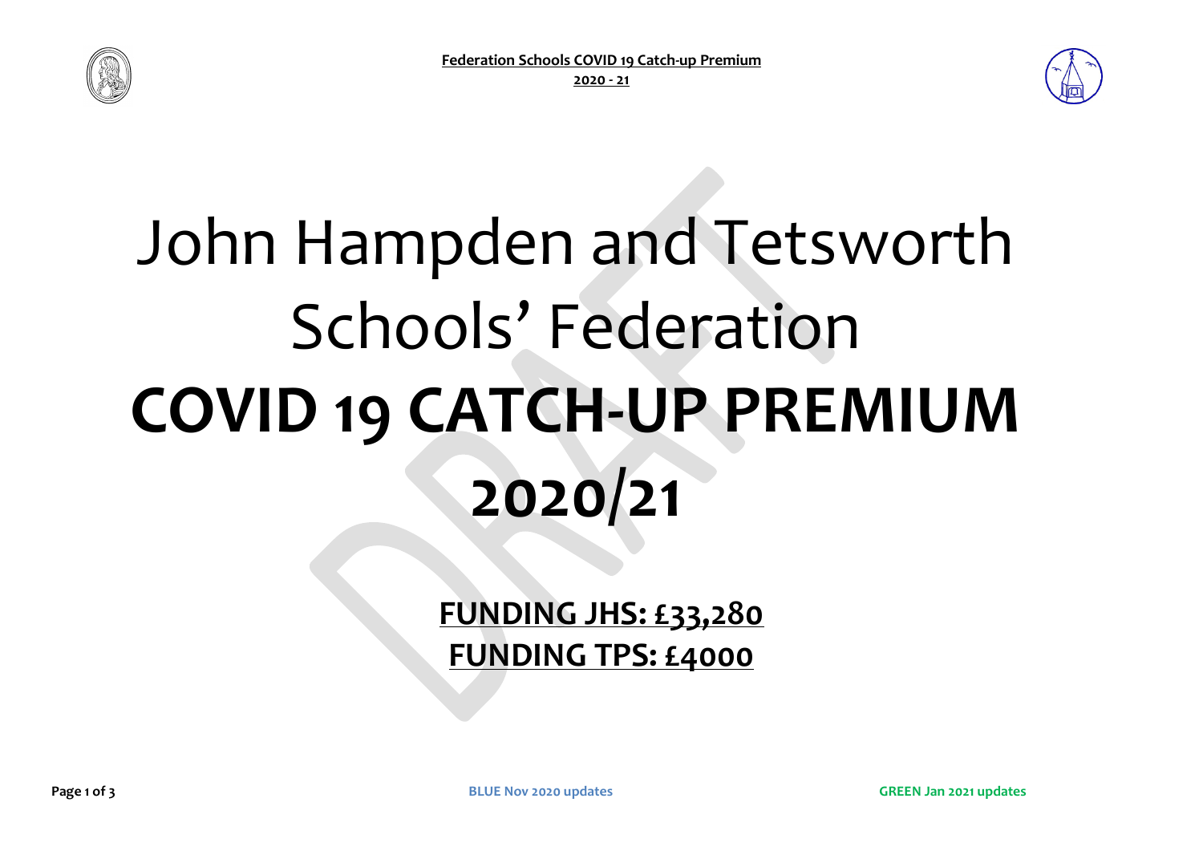# John Hampden and Tetsworth Schools' Federation

# **COVID 19 CATCH-UP PREMIUM 2020/21**

**FUNDING JHS: £33,280**

**FUNDING TPS: £4000**

**BLUE Nov 2020 updates**

**GREEN Jan 2021 updates**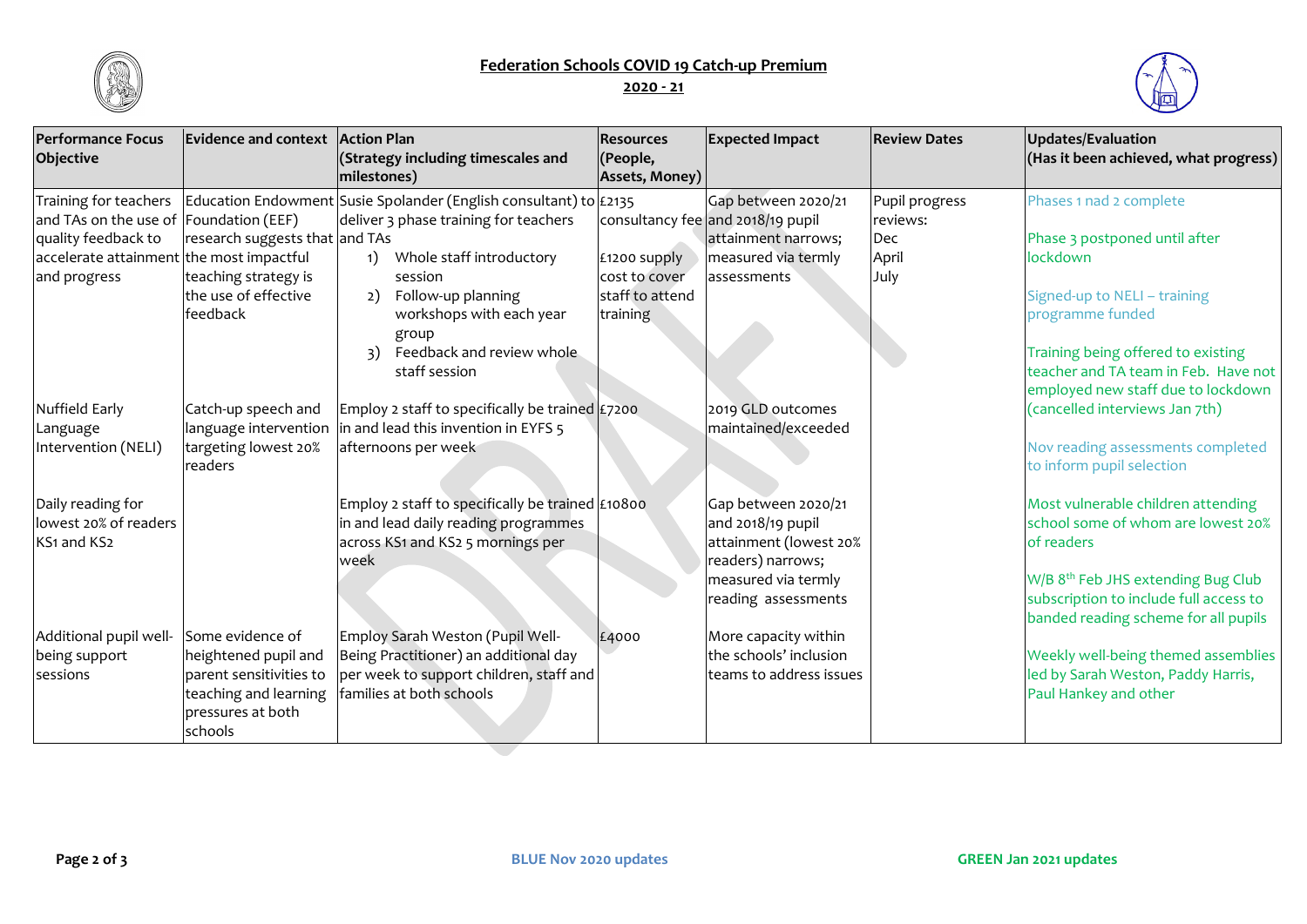# Federation Schools COVID 19 Catch-up Premium

## 2020 - 21

| Performance Focus Objective | Evidence and context | Action Plan (Strategy including timescales and milestones) | Resources (People, Assets, Money) | Expected Impact | Review Dates | Updates/Evaluation (Has it been achieved, what progress) |
|---|---|---|---|---|---|---|
| Training for teachers and TAs on the use of quality feedback to accelerate attainment and progress | Education Endowment Foundation (EEF) research suggests that the most impactful teaching strategy is the use of effective feedback | Susie Spolander (English consultant) to deliver 3 phase training for teachers and TAs<br>1) Whole staff introductory session<br>2) Follow-up planning workshops with each year group<br>3) Feedback and review whole staff session | £2135 consultancy fee<br><br>£1200 supply cost to cover staff to attend training | Gap between 2020/21 and 2018/19 pupil attainment narrows; measured via termly assessments | Pupil progress reviews:<br>Dec<br>April<br>July | Phases 1 nad 2 complete<br><br>Phase 3 postponed until after lockdown |
| Nuffield Early Language Intervention (NELI) | Catch-up speech and language intervention targeting lowest 20% readers | Employ 2 staff to specifically be trained in and lead this invention in EYFS 5 afternoons per week | £7200 | 2019 GLD outcomes maintained/exceeded | | Signed-up to NELI – training programme funded<br><br>Training being offered to existing teacher and TA team in Feb. Have not employed new staff due to lockdown (cancelled interviews Jan 7th)<br><br>Nov reading assessments completed to inform pupil selection |
| Daily reading for lowest 20% of readers KS1 and KS2 | | Employ 2 staff to specifically be trained in and lead daily reading programmes across KS1 and KS2 5 mornings per week | £10800 | Gap between 2020/21 and 2018/19 pupil attainment (lowest 20% readers) narrows; measured via termly reading assessments | | Most vulnerable children attending school some of whom are lowest 20% of readers<br><br>W/B 8th Feb JHS extending Bug Club subscription to include full access to banded reading scheme for all pupils |
| Additional pupil well-being support sessions | Some evidence of heightened pupil and parent sensitivities to teaching and learning pressures at both schools | Employ Sarah Weston (Pupil Well-Being Practitioner) an additional day per week to support children, staff and families at both schools | £4000 | More capacity within the schools' inclusion teams to address issues | | Weekly well-being themed assemblies led by Sarah Weston, Paddy Harris, Paul Hankey and other |

**BLUE Nov 2020 updates** **GREEN Jan 2021 updates**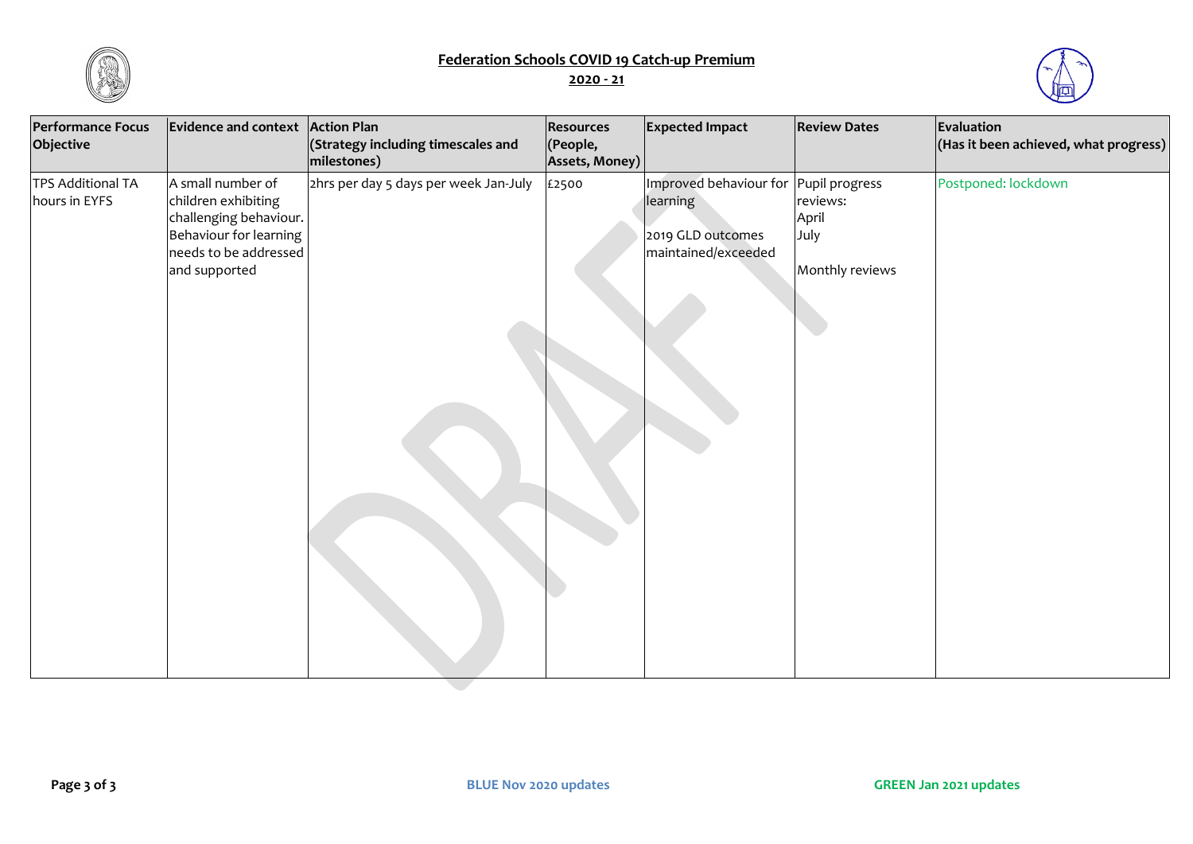**Federation Schools COVID 19 Catch-up Premium**

**2020 - 21**

| Performance Focus Objective | Evidence and context | Action Plan (Strategy including timescales and milestones) | Resources (People, Assets, Money) | Expected Impact | Review Dates | Evaluation (Has it been achieved, what progress) |
|---|---|---|---|---|---|---|
| TPS Additional TA hours in EYFS | A small number of children exhibiting challenging behaviour. Behaviour for learning needs to be addressed and supported | 2hrs per day 5 days per week Jan-July | £2500 | Improved behaviour for learning<br><br>2019 GLD outcomes maintained/exceeded | Pupil progress reviews:<br>April<br>July<br><br>Monthly reviews | Postponed: lockdown |

DRAFT

BLUE Nov 2020 updates

GREEN Jan 2021 updates